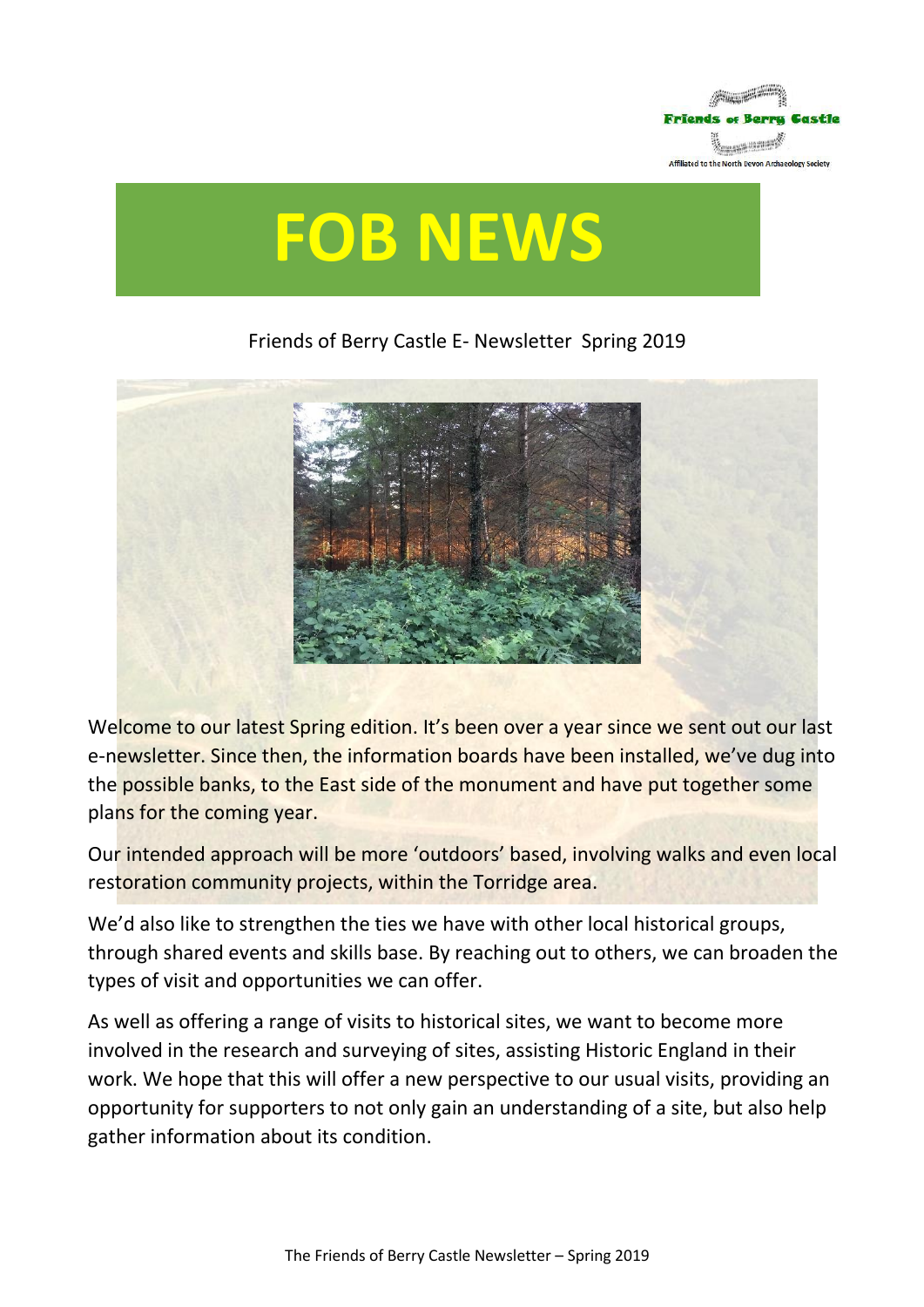Friends of Berry Castle

Affiliated to the North Devon Archaeology Society

# FOB NEWS

Friends of Berry Castle E- Newsletter Spring 2019

Welcome to our latest Spring edition. It's been over a year since we sent out our last e-newsletter. Since then, the information boards have been installed, we've dug into the possible banks, to the East side of the monument and have put together some plans for the coming year.

Our intended approach will be more 'outdoors' based, involving walks and even local restoration community projects, within the Torridge area.

We'd also like to strengthen the ties we have with other local historical groups, through shared events and skills base. By reaching out to others, we can broaden the types of visit and opportunities we can offer.

As well as offering a range of visits to historical sites, we want to become more involved in the research and surveying of sites, assisting Historic England in their work. We hope that this will offer a new perspective to our usual visits, providing an opportunity for supporters to not only gain an understanding of a site, but also help gather information about its condition.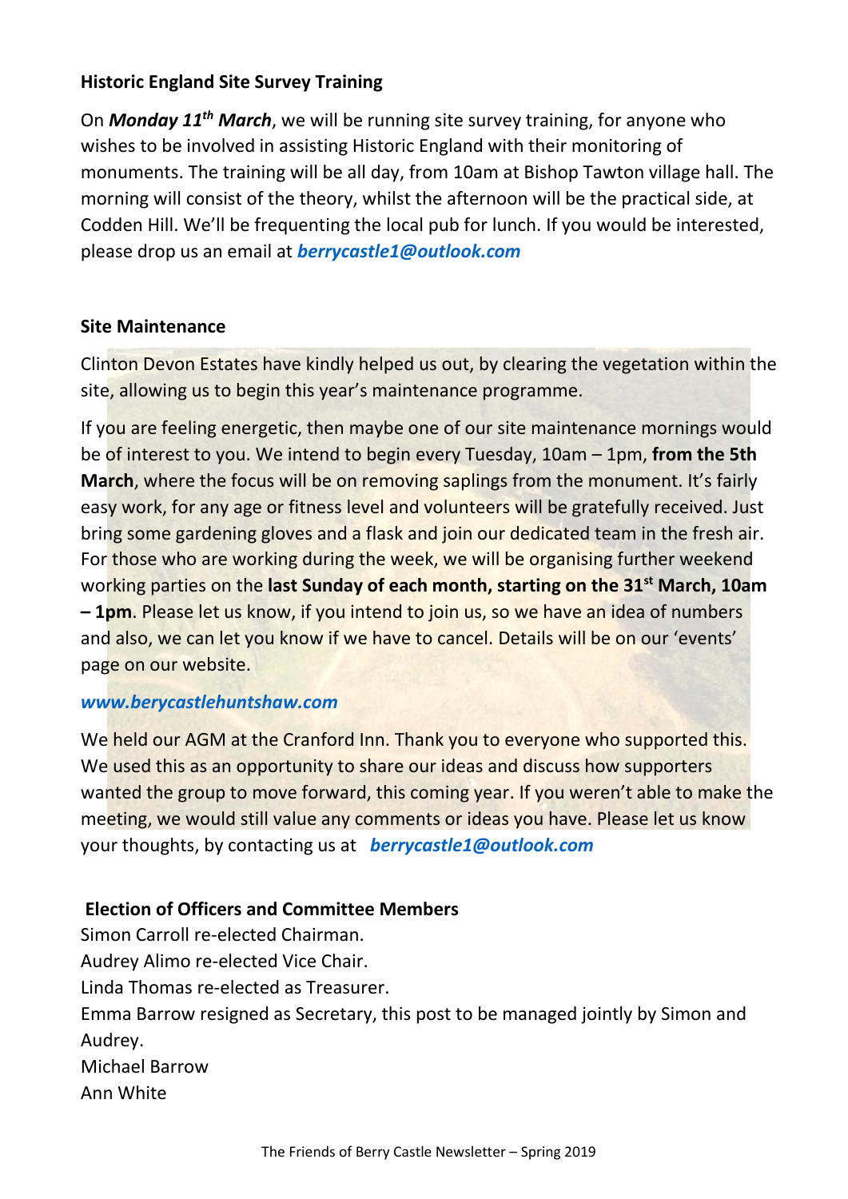## Historic England Site Survey Training

On ***Monday 11th March***, we will be running site survey training, for anyone who wishes to be involved in assisting Historic England with their monitoring of monuments. The training will be all day, from 10am at Bishop Tawton village hall. The morning will consist of the theory, whilst the afternoon will be the practical side, at Codden Hill. We'll be frequenting the local pub for lunch. If you would be interested, please drop us an email at ***berrycastle1@outlook.com***

## Site Maintenance

Clinton Devon Estates have kindly helped us out, by clearing the vegetation within the site, allowing us to begin this year's maintenance programme.

If you are feeling energetic, then maybe one of our site maintenance mornings would be of interest to you. We intend to begin every Tuesday, 10am – 1pm, **from the 5th March**, where the focus will be on removing saplings from the monument. It's fairly easy work, for any age or fitness level and volunteers will be gratefully received. Just bring some gardening gloves and a flask and join our dedicated team in the fresh air. For those who are working during the week, we will be organising further weekend working parties on the **last Sunday of each month, starting on the 31st March, 10am – 1pm**. Please let us know, if you intend to join us, so we have an idea of numbers and also, we can let you know if we have to cancel. Details will be on our 'events' page on our website.

***www.berycastlehuntshaw.com***

We held our AGM at the Cranford Inn. Thank you to everyone who supported this. We used this as an opportunity to share our ideas and discuss how supporters wanted the group to move forward, this coming year. If you weren't able to make the meeting, we would still value any comments or ideas you have. Please let us know your thoughts, by contacting us at ***berrycastle1@outlook.com***

## Election of Officers and Committee Members

Simon Carroll re-elected Chairman.
Audrey Alimo re-elected Vice Chair.
Linda Thomas re-elected as Treasurer.
Emma Barrow resigned as Secretary, this post to be managed jointly by Simon and Audrey.
Michael Barrow
Ann White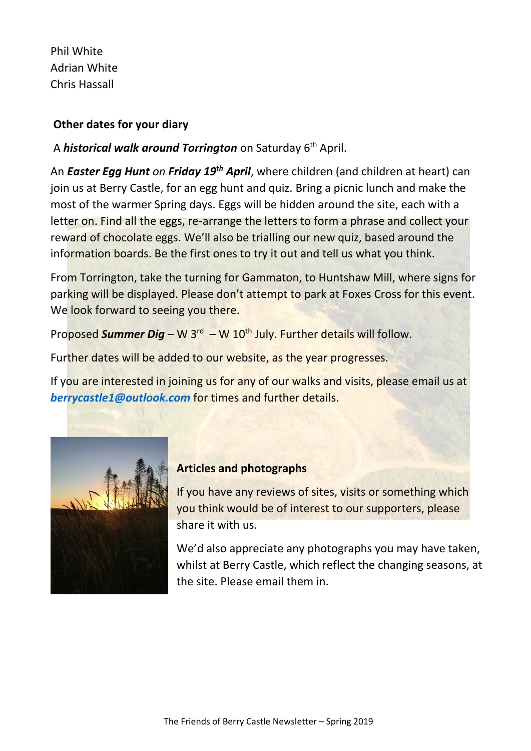Phil White
Adrian White
Chris Hassall

**Other dates for your diary**

A ***historical walk around Torrington*** on Saturday 6th April.

An ***Easter Egg Hunt*** *on* ***Friday 19th April***, where children (and children at heart) can join us at Berry Castle, for an egg hunt and quiz. Bring a picnic lunch and make the most of the warmer Spring days. Eggs will be hidden around the site, each with a letter on. Find all the eggs, re-arrange the letters to form a phrase and collect your reward of chocolate eggs. We'll also be trialling our new quiz, based around the information boards. Be the first ones to try it out and tell us what you think.

From Torrington, take the turning for Gammaton, to Huntshaw Mill, where signs for parking will be displayed. Please don't attempt to park at Foxes Cross for this event. We look forward to seeing you there.

Proposed ***Summer Dig*** – W 3rd – W 10th July. Further details will follow.

Further dates will be added to our website, as the year progresses.

If you are interested in joining us for any of our walks and visits, please email us at ***berrycastle1@outlook.com*** for times and further details.

**Articles and photographs**

If you have any reviews of sites, visits or something which you think would be of interest to our supporters, please share it with us.

We'd also appreciate any photographs you may have taken, whilst at Berry Castle, which reflect the changing seasons, at the site. Please email them in.